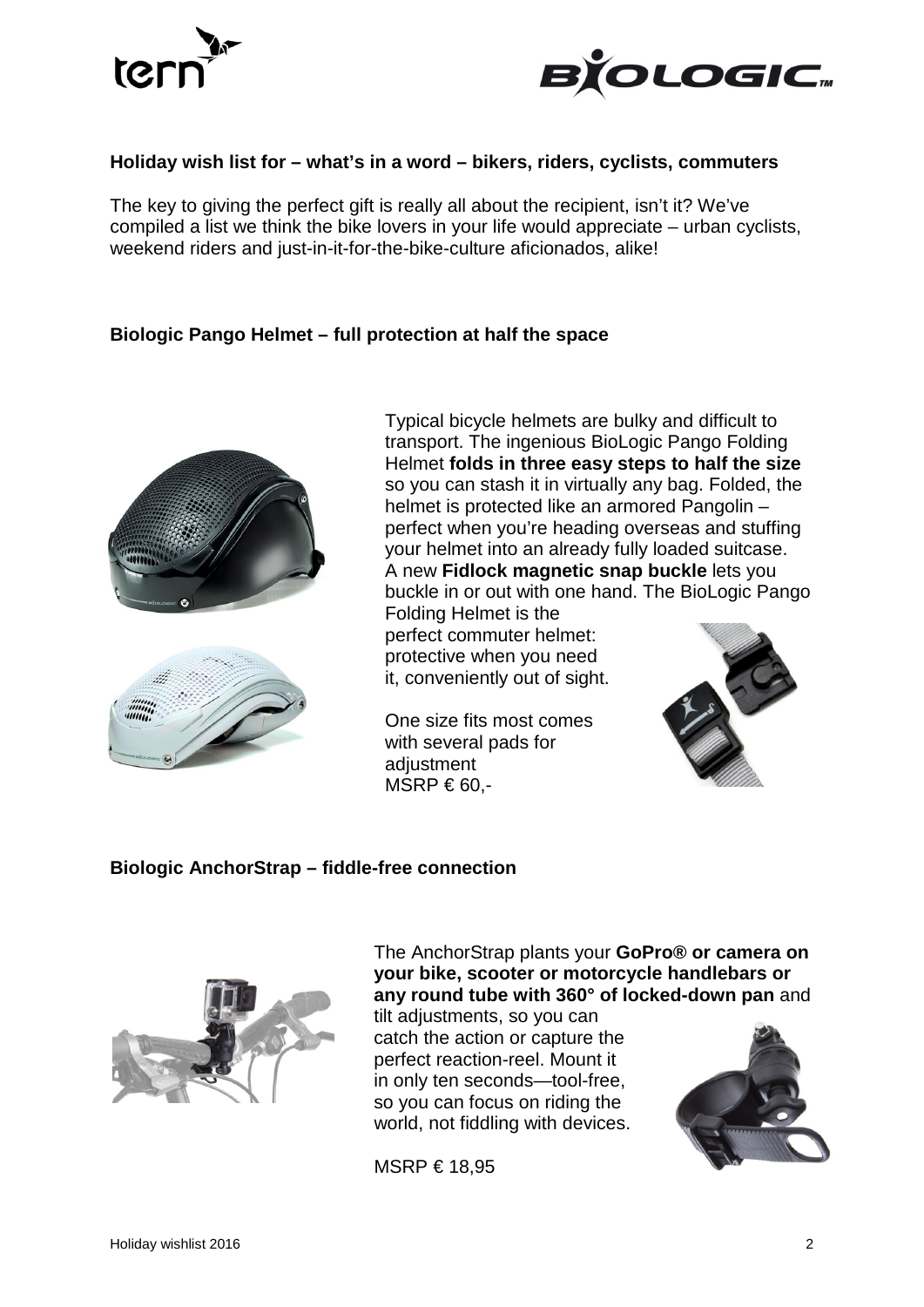## Holiday wish list for – what's in a word – bikers, riders, cyclists, commuters

The key to giving the perfect gift is really all about the recipient, isn't it? We've compiled a list we think the bike lovers in your life would appreciate – urban cyclists, weekend riders and just-in-it-for-the-bike-culture aficionados, alike!

### Biologic Pango Helmet – full protection at half the space

Typical bicycle helmets are bulky and difficult to transport. The ingenious BioLogic Pango Folding Helmet **folds in three easy steps to half the size** so you can stash it in virtually any bag. Folded, the helmet is protected like an armored Pangolin – perfect when you're heading overseas and stuffing your helmet into an already fully loaded suitcase. A new **Fidlock magnetic snap buckle** lets you buckle in or out with one hand. The BioLogic Pango Folding Helmet is the perfect commuter helmet: protective when you need it, conveniently out of sight.

One size fits most comes with several pads for adjustment
MSRP € 60,-

### Biologic AnchorStrap – fiddle-free connection

The AnchorStrap plants your **GoPro® or camera on your bike, scooter or motorcycle handlebars or any round tube with 360° of locked-down pan** and tilt adjustments, so you can catch the action or capture the perfect reaction-reel. Mount it in only ten seconds—tool-free, so you can focus on riding the world, not fiddling with devices.

MSRP € 18,95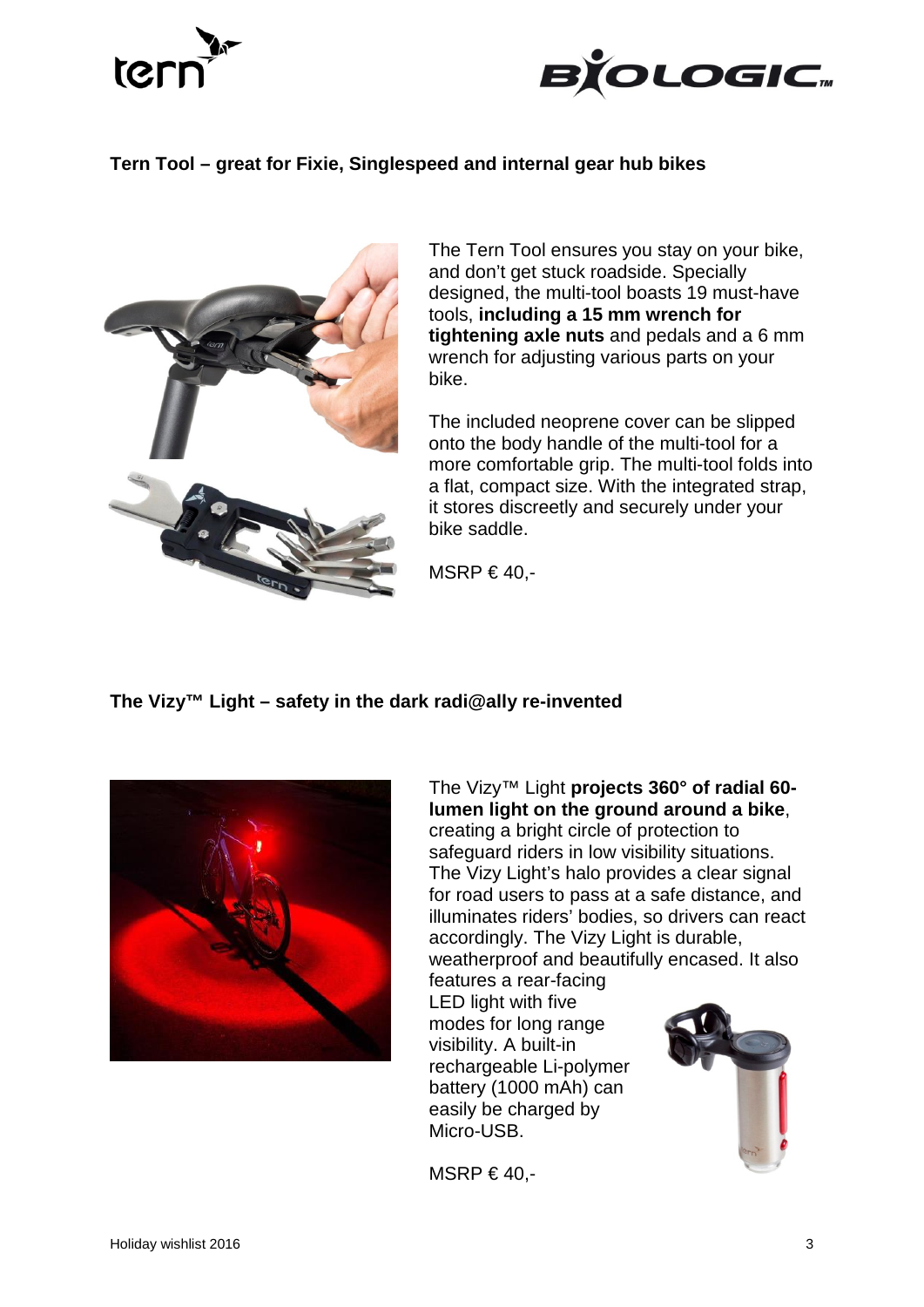## Tern Tool – great for Fixie, Singlespeed and internal gear hub bikes

The Tern Tool ensures you stay on your bike, and don't get stuck roadside. Specially designed, the multi-tool boasts 19 must-have tools, **including a 15 mm wrench for tightening axle nuts** and pedals and a 6 mm wrench for adjusting various parts on your bike.

The included neoprene cover can be slipped onto the body handle of the multi-tool for a more comfortable grip. The multi-tool folds into a flat, compact size. With the integrated strap, it stores discreetly and securely under your bike saddle.

MSRP € 40,-

## The Vizy™ Light – safety in the dark radi@ally re-invented

The Vizy™ Light **projects 360° of radial 60-lumen light on the ground around a bike**, creating a bright circle of protection to safeguard riders in low visibility situations. The Vizy Light's halo provides a clear signal for road users to pass at a safe distance, and illuminates riders' bodies, so drivers can react accordingly. The Vizy Light is durable, weatherproof and beautifully encased. It also features a rear-facing LED light with five modes for long range visibility. A built-in rechargeable Li-polymer battery (1000 mAh) can easily be charged by Micro-USB.

MSRP € 40,-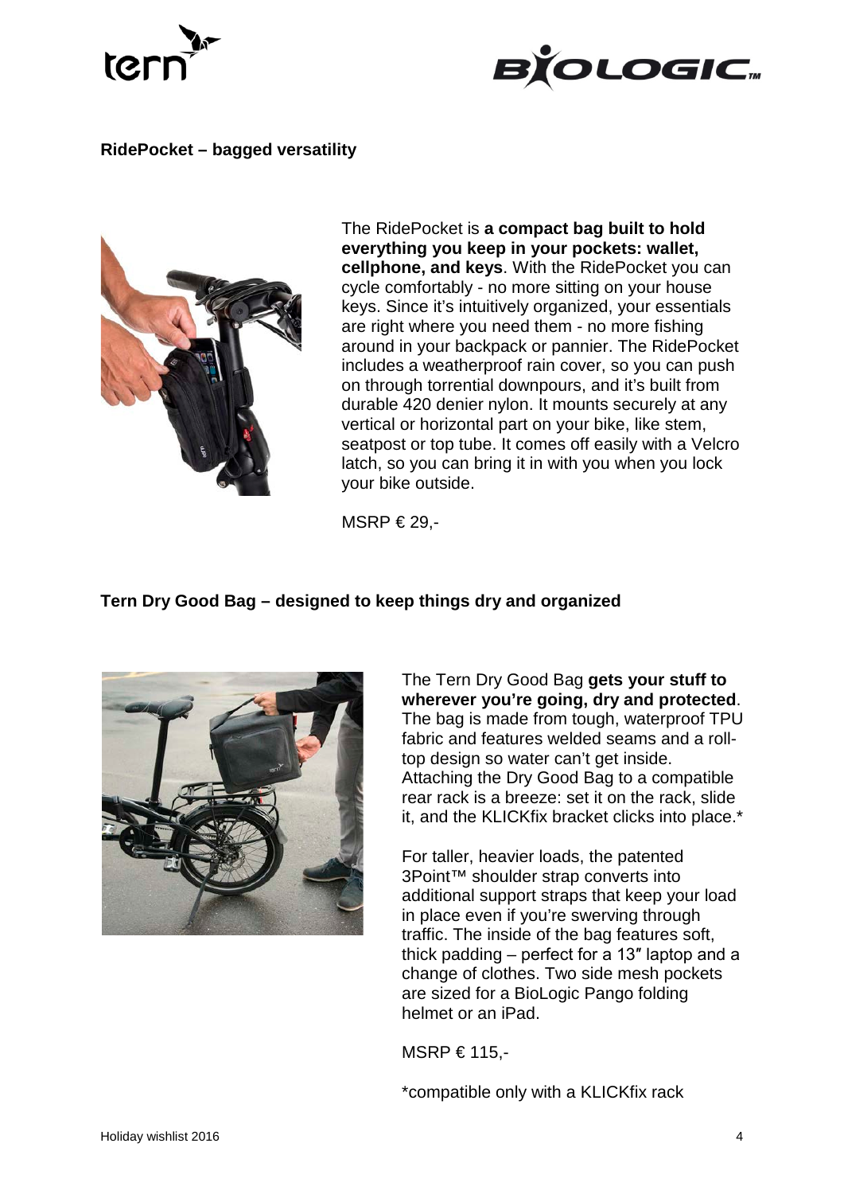## RidePocket – bagged versatility

The RidePocket is **a compact bag built to hold everything you keep in your pockets: wallet, cellphone, and keys**. With the RidePocket you can cycle comfortably - no more sitting on your house keys. Since it's intuitively organized, your essentials are right where you need them - no more fishing around in your backpack or pannier. The RidePocket includes a weatherproof rain cover, so you can push on through torrential downpours, and it's built from durable 420 denier nylon. It mounts securely at any vertical or horizontal part on your bike, like stem, seatpost or top tube. It comes off easily with a Velcro latch, so you can bring it in with you when you lock your bike outside.

MSRP € 29,-

## Tern Dry Good Bag – designed to keep things dry and organized

The Tern Dry Good Bag **gets your stuff to wherever you're going, dry and protected**. The bag is made from tough, waterproof TPU fabric and features welded seams and a roll-top design so water can't get inside. Attaching the Dry Good Bag to a compatible rear rack is a breeze: set it on the rack, slide it, and the KLICKfix bracket clicks into place.*

For taller, heavier loads, the patented 3Point™ shoulder strap converts into additional support straps that keep your load in place even if you're swerving through traffic. The inside of the bag features soft, thick padding – perfect for a 13″ laptop and a change of clothes. Two side mesh pockets are sized for a BioLogic Pango folding helmet or an iPad.

MSRP € 115,-

*compatible only with a KLICKfix rack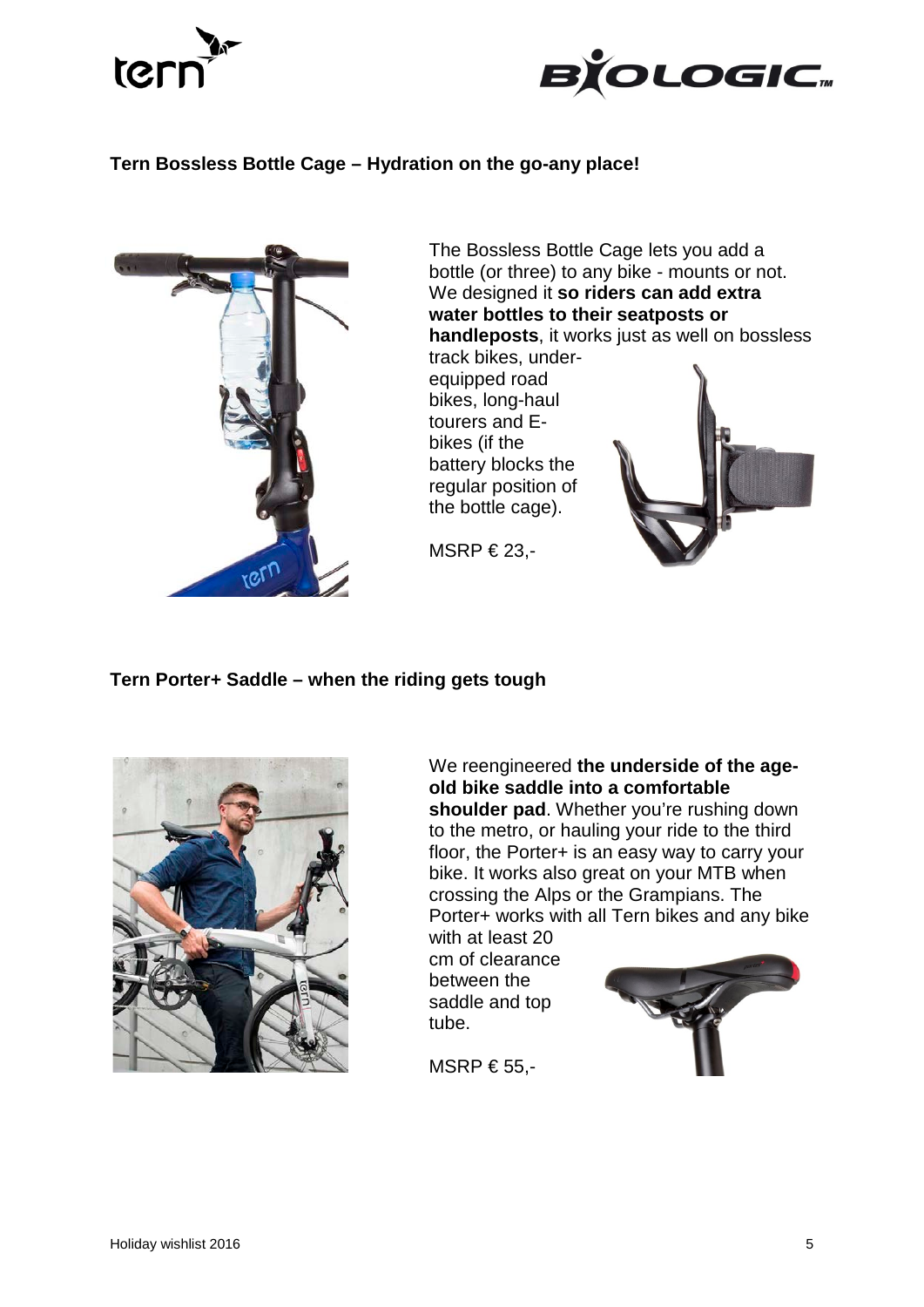## Tern Bossless Bottle Cage – Hydration on the go-any place!

The Bossless Bottle Cage lets you add a bottle (or three) to any bike - mounts or not. We designed it **so riders can add extra water bottles to their seatposts or handleposts**, it works just as well on bossless track bikes, under-equipped road bikes, long-haul tourers and E-bikes (if the battery blocks the regular position of the bottle cage).

MSRP € 23,-

## Tern Porter+ Saddle – when the riding gets tough

We reengineered **the underside of the age-old bike saddle into a comfortable shoulder pad**. Whether you're rushing down to the metro, or hauling your ride to the third floor, the Porter+ is an easy way to carry your bike. It works also great on your MTB when crossing the Alps or the Grampians. The Porter+ works with all Tern bikes and any bike with at least 20 cm of clearance between the saddle and top tube.

MSRP € 55,-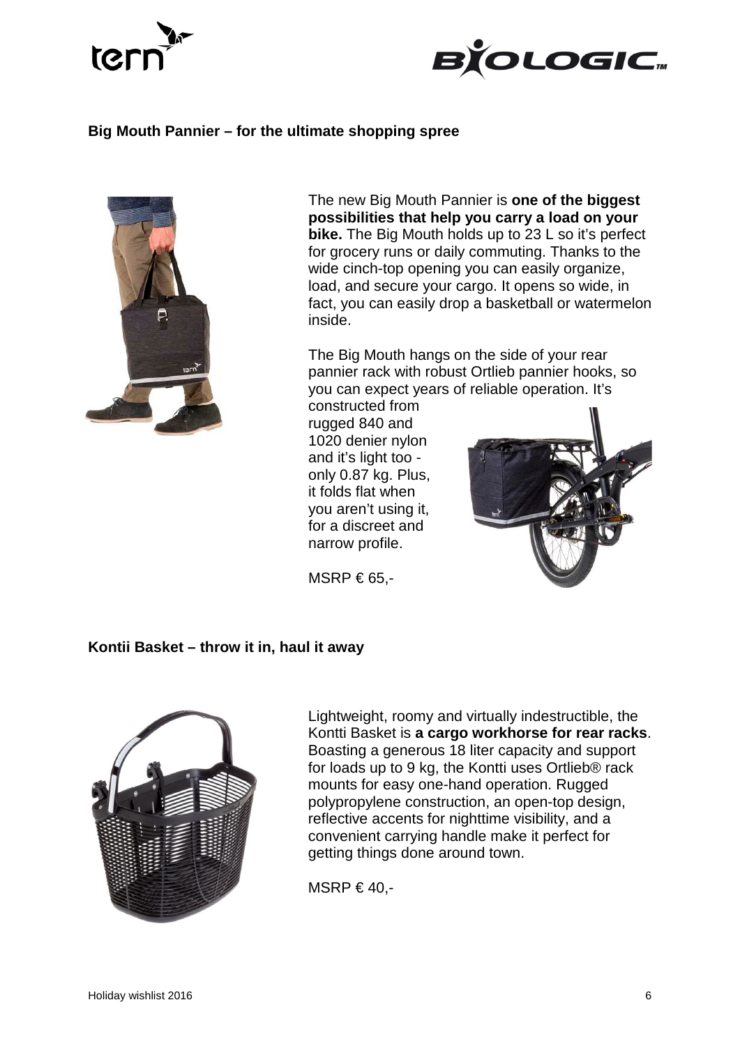## Big Mouth Pannier – for the ultimate shopping spree

The new Big Mouth Pannier is **one of the biggest possibilities that help you carry a load on your bike.** The Big Mouth holds up to 23 L so it's perfect for grocery runs or daily commuting. Thanks to the wide cinch-top opening you can easily organize, load, and secure your cargo. It opens so wide, in fact, you can easily drop a basketball or watermelon inside.

The Big Mouth hangs on the side of your rear pannier rack with robust Ortlieb pannier hooks, so you can expect years of reliable operation. It's constructed from rugged 840 and 1020 denier nylon and it's light too - only 0.87 kg. Plus, it folds flat when you aren't using it, for a discreet and narrow profile.

MSRP € 65,-

## Kontii Basket – throw it in, haul it away

Lightweight, roomy and virtually indestructible, the Kontti Basket is **a cargo workhorse for rear racks**. Boasting a generous 18 liter capacity and support for loads up to 9 kg, the Kontti uses Ortlieb® rack mounts for easy one-hand operation. Rugged polypropylene construction, an open-top design, reflective accents for nighttime visibility, and a convenient carrying handle make it perfect for getting things done around town.

MSRP € 40,-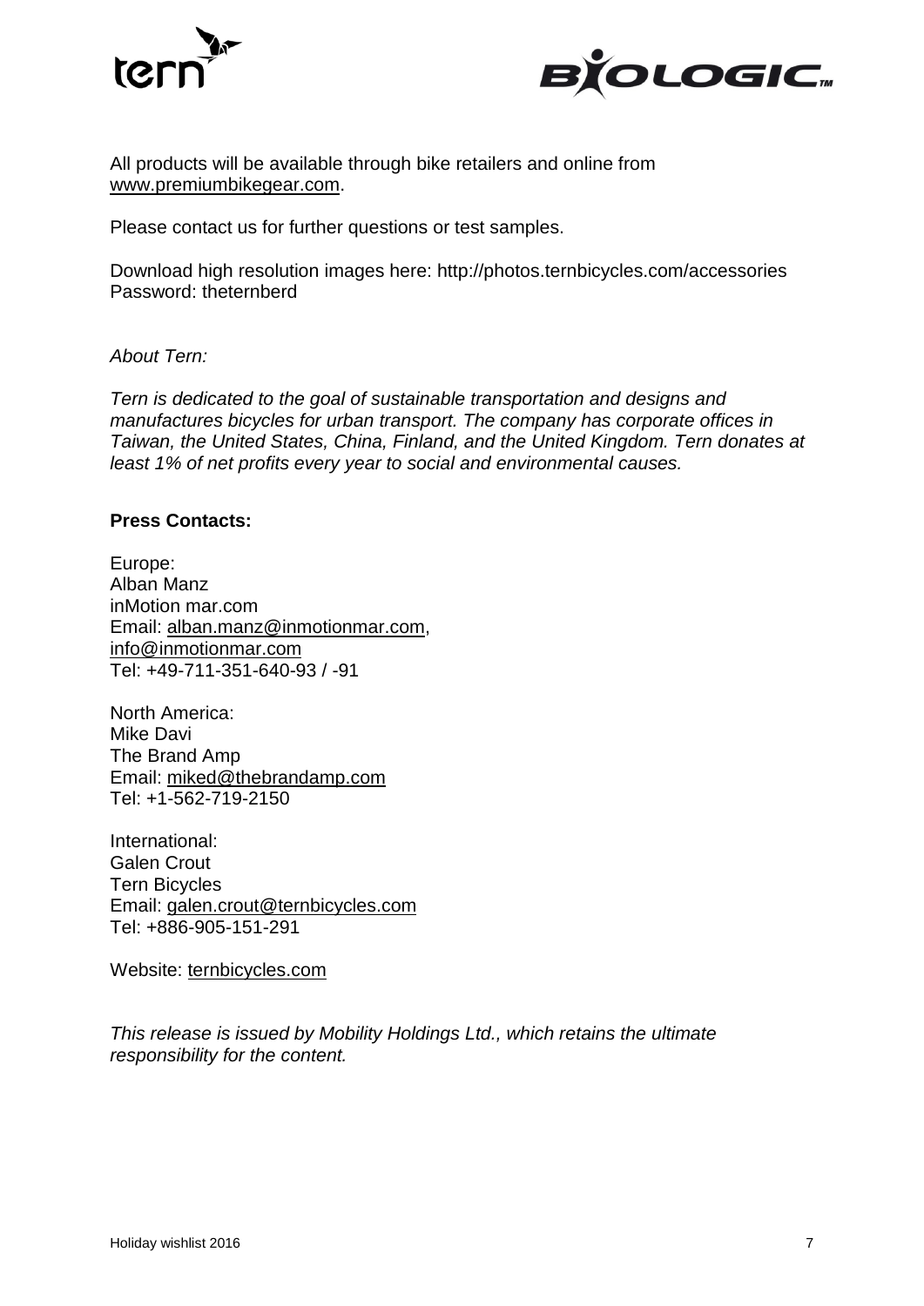All products will be available through bike retailers and online from www.premiumbikegear.com.

Please contact us for further questions or test samples.

Download high resolution images here: http://photos.ternbicycles.com/accessories
Password: theternberd

*About Tern:*

*Tern is dedicated to the goal of sustainable transportation and designs and manufactures bicycles for urban transport. The company has corporate offices in Taiwan, the United States, China, Finland, and the United Kingdom. Tern donates at least 1% of net profits every year to social and environmental causes.*

**Press Contacts:**

Europe:
Alban Manz
inMotion mar.com
Email: alban.manz@inmotionmar.com,
info@inmotionmar.com
Tel: +49-711-351-640-93 / -91

North America:
Mike Davi
The Brand Amp
Email: miked@thebrandamp.com
Tel: +1-562-719-2150

International:
Galen Crout
Tern Bicycles
Email: galen.crout@ternbicycles.com
Tel: +886-905-151-291

Website: ternbicycles.com

*This release is issued by Mobility Holdings Ltd., which retains the ultimate responsibility for the content.*